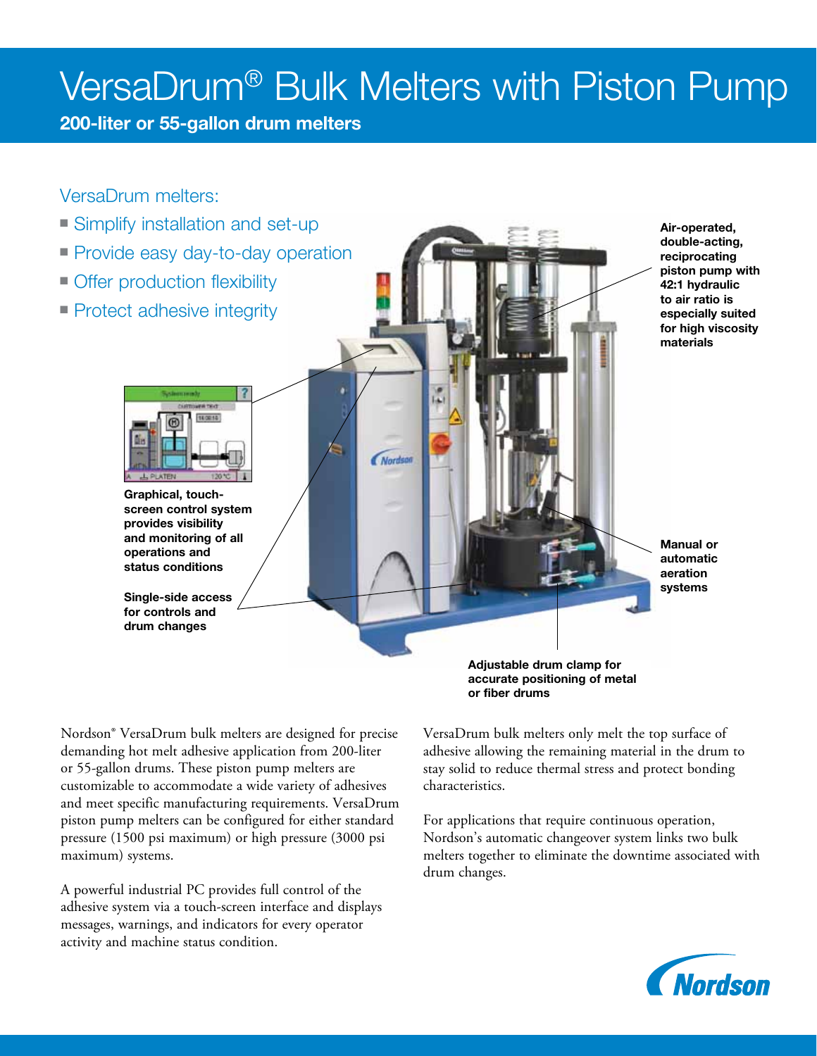# VersaDrum® Bulk Melters with Piston Pump

**200-liter or 55-gallon drum melters**

## VersaDrum melters:

- Simplify installation and set-up
- Provide easy day-to-day operation
- Offer production flexibility
- Protect adhesive integrity

**Air-operated, double-acting, reciprocating piston pump with 42:1 hydraulic to air ratio is especially suited for high viscosity materials**

**Graphical, touch-screen control system provides visibility and monitoring of all operations and status conditions**

**Manual or automatic aeration systems**

**Single-side access for controls and drum changes**

**Adjustable drum clamp for accurate positioning of metal or fiber drums**

Nordson® VersaDrum bulk melters are designed for precise demanding hot melt adhesive application from 200-liter or 55-gallon drums. These piston pump melters are customizable to accommodate a wide variety of adhesives and meet specific manufacturing requirements. VersaDrum piston pump melters can be configured for either standard pressure (1500 psi maximum) or high pressure (3000 psi maximum) systems.

A powerful industrial PC provides full control of the adhesive system via a touch-screen interface and displays messages, warnings, and indicators for every operator activity and machine status condition.

VersaDrum bulk melters only melt the top surface of adhesive allowing the remaining material in the drum to stay solid to reduce thermal stress and protect bonding characteristics.

For applications that require continuous operation, Nordson's automatic changeover system links two bulk melters together to eliminate the downtime associated with drum changes.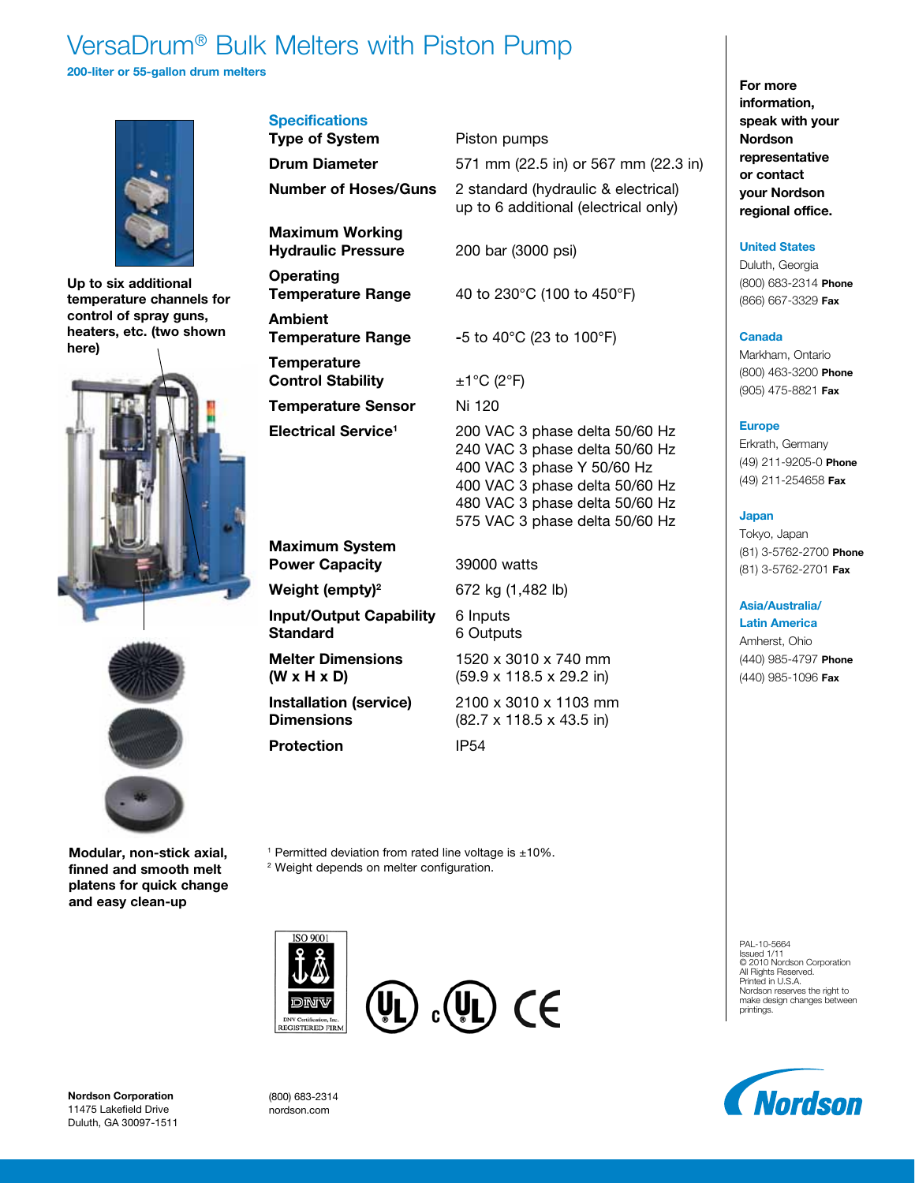# VersaDrum® Bulk Melters with Piston Pump

**200-liter or 55-gallon drum melters**

**Up to six additional temperature channels for control of spray guns, heaters, etc. (two shown here)**

**Modular, non-stick axial, finned and smooth melt platens for quick change and easy clean-up**

## Specifications

| | |
|---|---|
| **Type of System** | Piston pumps |
| **Drum Diameter** | 571 mm (22.5 in) or 567 mm (22.3 in) |
| **Number of Hoses/Guns** | 2 standard (hydraulic & electrical)<br>up to 6 additional (electrical only) |
| **Maximum Working Hydraulic Pressure** | 200 bar (3000 psi) |
| **Operating Temperature Range** | 40 to 230°C (100 to 450°F) |
| **Ambient Temperature Range** | -5 to 40°C (23 to 100°F) |
| **Temperature Control Stability** | ±1°C (2°F) |
| **Temperature Sensor** | Ni 120 |
| **Electrical Service**[1] | 200 VAC 3 phase delta 50/60 Hz<br>240 VAC 3 phase delta 50/60 Hz<br>400 VAC 3 phase Y 50/60 Hz<br>400 VAC 3 phase delta 50/60 Hz<br>480 VAC 3 phase delta 50/60 Hz<br>575 VAC 3 phase delta 50/60 Hz |
| **Maximum System Power Capacity** | 39000 watts |
| **Weight (empty)**[2] | 672 kg (1,482 lb) |
| **Input/Output Capability Standard** | 6 Inputs<br>6 Outputs |
| **Melter Dimensions (W x H x D)** | 1520 x 3010 x 740 mm<br>(59.9 x 118.5 x 29.2 in) |
| **Installation (service) Dimensions** | 2100 x 3010 x 1103 mm<br>(82.7 x 118.5 x 43.5 in) |
| **Protection** | IP54 |

[1] Permitted deviation from rated line voltage is ±10%.
[2] Weight depends on melter configuration.

ISO 9001 DNV Certification, Inc. REGISTERED FIRM

**For more information, speak with your Nordson representative or contact your Nordson regional office.**

**United States**
Duluth, Georgia
(800) 683-2314 **Phone**
(866) 667-3329 **Fax**

**Canada**
Markham, Ontario
(800) 463-3200 **Phone**
(905) 475-8821 **Fax**

**Europe**
Erkrath, Germany
(49) 211-9205-0 **Phone**
(49) 211-254658 **Fax**

**Japan**
Tokyo, Japan
(81) 3-5762-2700 **Phone**
(81) 3-5762-2701 **Fax**

**Asia/Australia/ Latin America**
Amherst, Ohio
(440) 985-4797 **Phone**
(440) 985-1096 **Fax**

PAL-10-5664
Issued 1/11
© 2010 Nordson Corporation
All Rights Reserved.
Printed in U.S.A.
Nordson reserves the right to make design changes between printings.

**Nordson Corporation**
11475 Lakefield Drive
Duluth, GA 30097-1511

(800) 683-2314
nordson.com